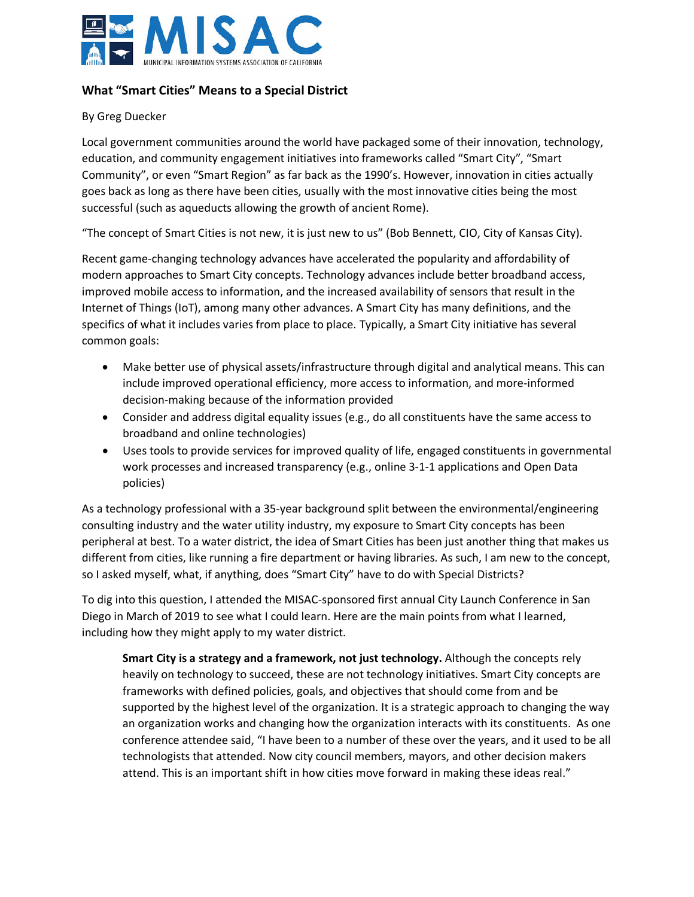MISAC

MUNICIPAL INFORMATION SYSTEMS ASSOCIATION OF CALIFORNIA

## What "Smart Cities" Means to a Special District

By Greg Duecker

Local government communities around the world have packaged some of their innovation, technology, education, and community engagement initiatives into frameworks called "Smart City", "Smart Community", or even "Smart Region" as far back as the 1990's. However, innovation in cities actually goes back as long as there have been cities, usually with the most innovative cities being the most successful (such as aqueducts allowing the growth of ancient Rome).

"The concept of Smart Cities is not new, it is just new to us" (Bob Bennett, CIO, City of Kansas City).

Recent game-changing technology advances have accelerated the popularity and affordability of modern approaches to Smart City concepts. Technology advances include better broadband access, improved mobile access to information, and the increased availability of sensors that result in the Internet of Things (IoT), among many other advances. A Smart City has many definitions, and the specifics of what it includes varies from place to place. Typically, a Smart City initiative has several common goals:

- Make better use of physical assets/infrastructure through digital and analytical means. This can include improved operational efficiency, more access to information, and more-informed decision-making because of the information provided
- Consider and address digital equality issues (e.g., do all constituents have the same access to broadband and online technologies)
- Uses tools to provide services for improved quality of life, engaged constituents in governmental work processes and increased transparency (e.g., online 3-1-1 applications and Open Data policies)

As a technology professional with a 35-year background split between the environmental/engineering consulting industry and the water utility industry, my exposure to Smart City concepts has been peripheral at best. To a water district, the idea of Smart Cities has been just another thing that makes us different from cities, like running a fire department or having libraries. As such, I am new to the concept, so I asked myself, what, if anything, does "Smart City" have to do with Special Districts?

To dig into this question, I attended the MISAC-sponsored first annual City Launch Conference in San Diego in March of 2019 to see what I could learn. Here are the main points from what I learned, including how they might apply to my water district.

> **Smart City is a strategy and a framework, not just technology.** Although the concepts rely heavily on technology to succeed, these are not technology initiatives. Smart City concepts are frameworks with defined policies, goals, and objectives that should come from and be supported by the highest level of the organization. It is a strategic approach to changing the way an organization works and changing how the organization interacts with its constituents. As one conference attendee said, "I have been to a number of these over the years, and it used to be all technologists that attended. Now city council members, mayors, and other decision makers attend. This is an important shift in how cities move forward in making these ideas real."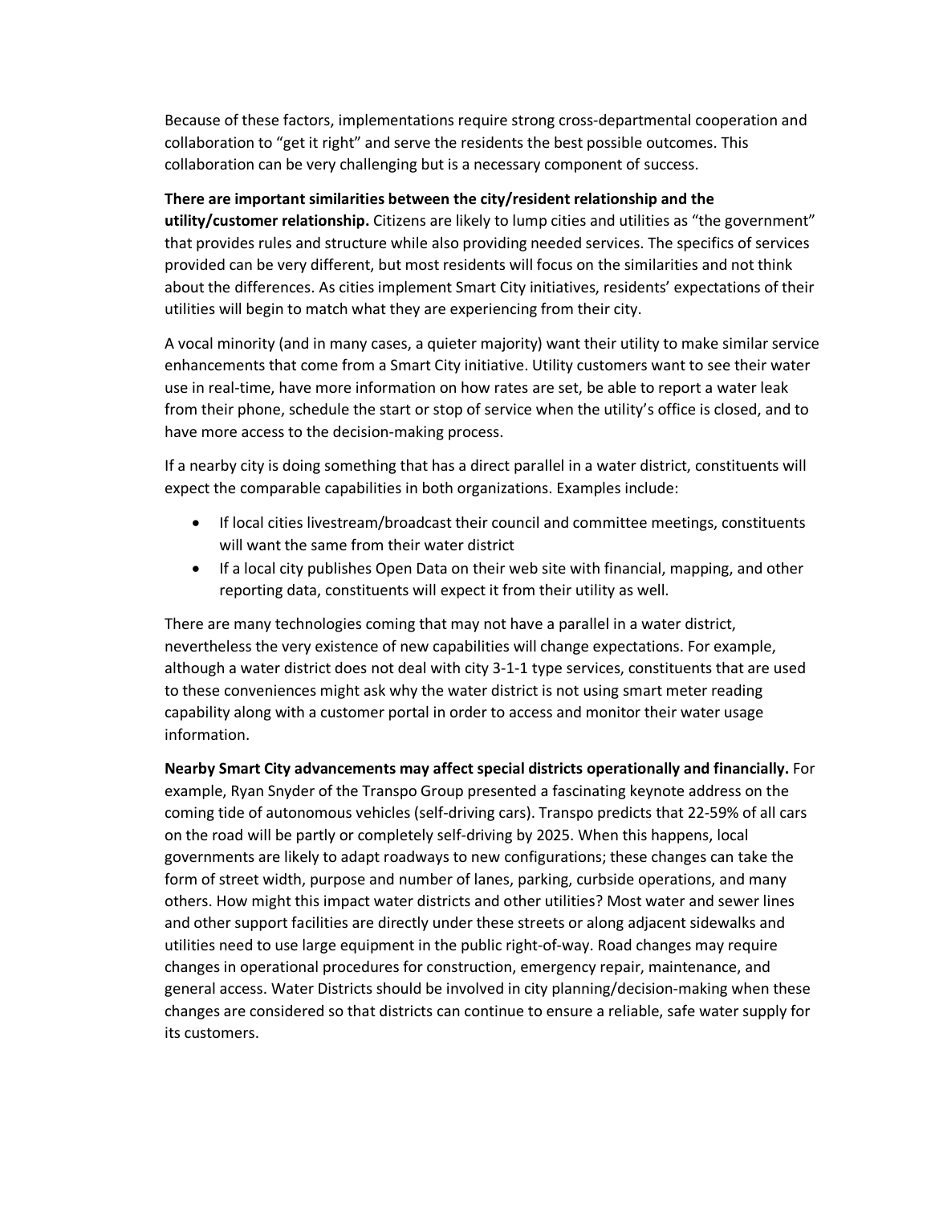Because of these factors, implementations require strong cross-departmental cooperation and collaboration to "get it right" and serve the residents the best possible outcomes. This collaboration can be very challenging but is a necessary component of success.

**There are important similarities between the city/resident relationship and the utility/customer relationship.** Citizens are likely to lump cities and utilities as "the government" that provides rules and structure while also providing needed services. The specifics of services provided can be very different, but most residents will focus on the similarities and not think about the differences. As cities implement Smart City initiatives, residents' expectations of their utilities will begin to match what they are experiencing from their city.

A vocal minority (and in many cases, a quieter majority) want their utility to make similar service enhancements that come from a Smart City initiative. Utility customers want to see their water use in real-time, have more information on how rates are set, be able to report a water leak from their phone, schedule the start or stop of service when the utility's office is closed, and to have more access to the decision-making process.

If a nearby city is doing something that has a direct parallel in a water district, constituents will expect the comparable capabilities in both organizations. Examples include:

- If local cities livestream/broadcast their council and committee meetings, constituents will want the same from their water district
- If a local city publishes Open Data on their web site with financial, mapping, and other reporting data, constituents will expect it from their utility as well.

There are many technologies coming that may not have a parallel in a water district, nevertheless the very existence of new capabilities will change expectations. For example, although a water district does not deal with city 3-1-1 type services, constituents that are used to these conveniences might ask why the water district is not using smart meter reading capability along with a customer portal in order to access and monitor their water usage information.

**Nearby Smart City advancements may affect special districts operationally and financially.** For example, Ryan Snyder of the Transpo Group presented a fascinating keynote address on the coming tide of autonomous vehicles (self-driving cars). Transpo predicts that 22-59% of all cars on the road will be partly or completely self-driving by 2025. When this happens, local governments are likely to adapt roadways to new configurations; these changes can take the form of street width, purpose and number of lanes, parking, curbside operations, and many others. How might this impact water districts and other utilities? Most water and sewer lines and other support facilities are directly under these streets or along adjacent sidewalks and utilities need to use large equipment in the public right-of-way. Road changes may require changes in operational procedures for construction, emergency repair, maintenance, and general access. Water Districts should be involved in city planning/decision-making when these changes are considered so that districts can continue to ensure a reliable, safe water supply for its customers.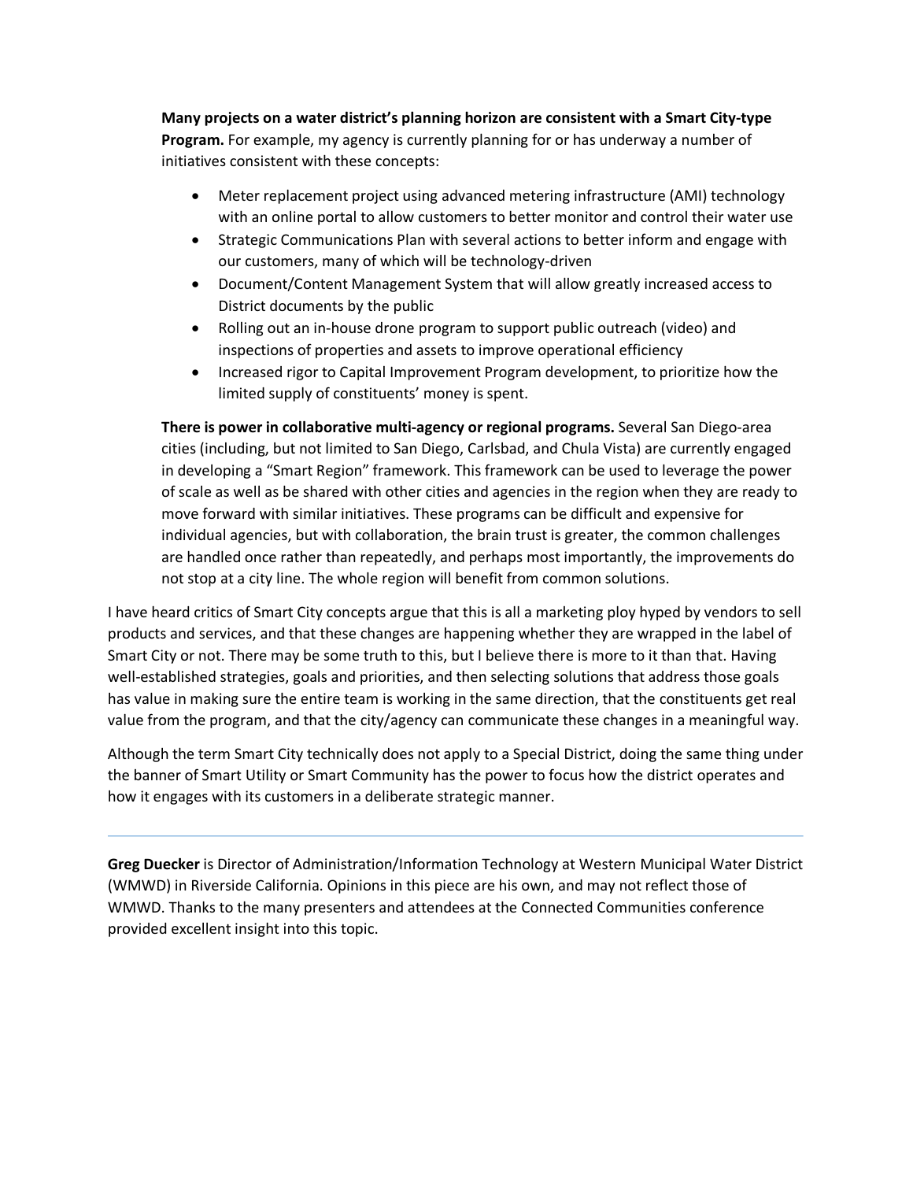**Many projects on a water district's planning horizon are consistent with a Smart City-type Program.** For example, my agency is currently planning for or has underway a number of initiatives consistent with these concepts:

- Meter replacement project using advanced metering infrastructure (AMI) technology with an online portal to allow customers to better monitor and control their water use
- Strategic Communications Plan with several actions to better inform and engage with our customers, many of which will be technology-driven
- Document/Content Management System that will allow greatly increased access to District documents by the public
- Rolling out an in-house drone program to support public outreach (video) and inspections of properties and assets to improve operational efficiency
- Increased rigor to Capital Improvement Program development, to prioritize how the limited supply of constituents' money is spent.

**There is power in collaborative multi-agency or regional programs.** Several San Diego-area cities (including, but not limited to San Diego, Carlsbad, and Chula Vista) are currently engaged in developing a "Smart Region" framework. This framework can be used to leverage the power of scale as well as be shared with other cities and agencies in the region when they are ready to move forward with similar initiatives. These programs can be difficult and expensive for individual agencies, but with collaboration, the brain trust is greater, the common challenges are handled once rather than repeatedly, and perhaps most importantly, the improvements do not stop at a city line. The whole region will benefit from common solutions.

I have heard critics of Smart City concepts argue that this is all a marketing ploy hyped by vendors to sell products and services, and that these changes are happening whether they are wrapped in the label of Smart City or not. There may be some truth to this, but I believe there is more to it than that. Having well-established strategies, goals and priorities, and then selecting solutions that address those goals has value in making sure the entire team is working in the same direction, that the constituents get real value from the program, and that the city/agency can communicate these changes in a meaningful way.

Although the term Smart City technically does not apply to a Special District, doing the same thing under the banner of Smart Utility or Smart Community has the power to focus how the district operates and how it engages with its customers in a deliberate strategic manner.

---

**Greg Duecker** is Director of Administration/Information Technology at Western Municipal Water District (WMWD) in Riverside California. Opinions in this piece are his own, and may not reflect those of WMWD. Thanks to the many presenters and attendees at the Connected Communities conference provided excellent insight into this topic.